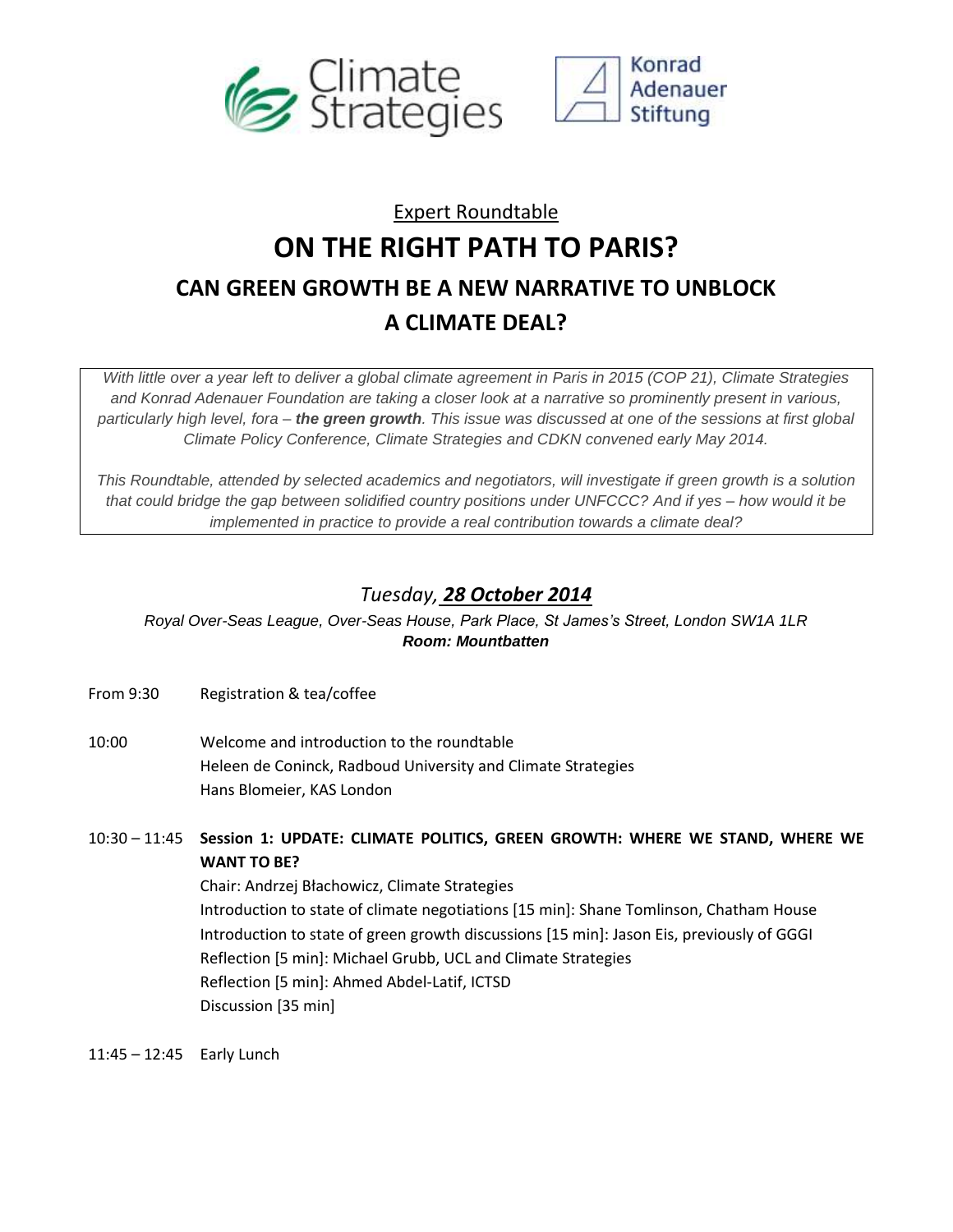Expert Roundtable

# ON THE RIGHT PATH TO PARIS?

## CAN GREEN GROWTH BE A NEW NARRATIVE TO UNBLOCK A CLIMATE DEAL?

*With little over a year left to deliver a global climate agreement in Paris in 2015 (COP 21), Climate Strategies and Konrad Adenauer Foundation are taking a closer look at a narrative so prominently present in various, particularly high level, fora –* ***the green growth****. This issue was discussed at one of the sessions at first global Climate Policy Conference, Climate Strategies and CDKN convened early May 2014.*

*This Roundtable, attended by selected academics and negotiators, will investigate if green growth is a solution that could bridge the gap between solidified country positions under UNFCCC? And if yes – how would it be implemented in practice to provide a real contribution towards a climate deal?*

*Tuesday,* ***28 October 2014***

*Royal Over-Seas League, Over-Seas House, Park Place, St James's Street, London SW1A 1LR*
***Room: Mountbatten***

From 9:30 Registration & tea/coffee

10:00 Welcome and introduction to the roundtable
Heleen de Coninck, Radboud University and Climate Strategies
Hans Blomeier, KAS London

10:30 – 11:45 **Session 1: UPDATE: CLIMATE POLITICS, GREEN GROWTH: WHERE WE STAND, WHERE WE WANT TO BE?**
Chair: Andrzej Błachowicz, Climate Strategies
Introduction to state of climate negotiations [15 min]: Shane Tomlinson, Chatham House
Introduction to state of green growth discussions [15 min]: Jason Eis, previously of GGGI
Reflection [5 min]: Michael Grubb, UCL and Climate Strategies
Reflection [5 min]: Ahmed Abdel-Latif, ICTSD
Discussion [35 min]

11:45 – 12:45 Early Lunch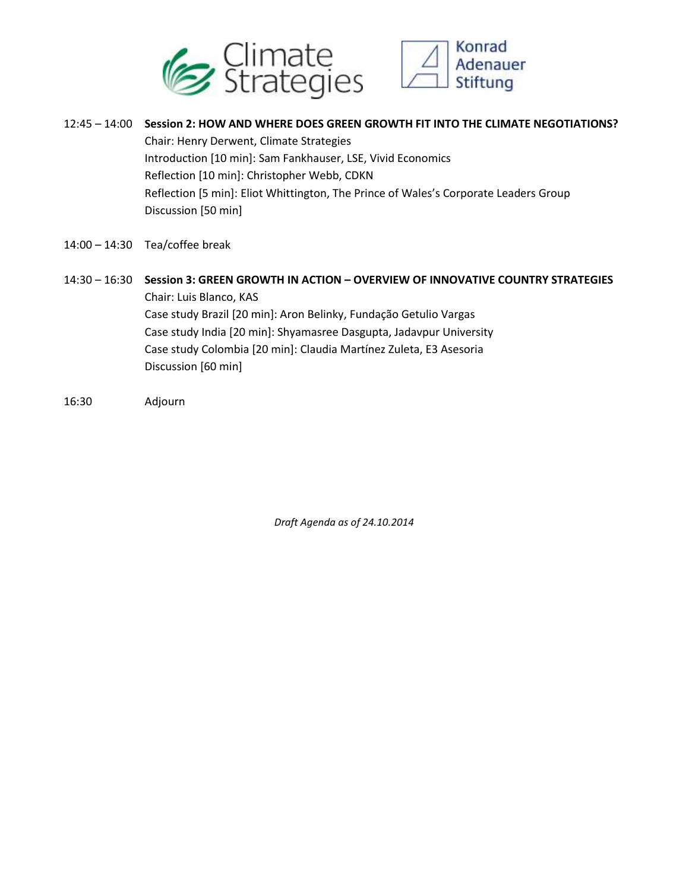12:45 – 14:00 **Session 2: HOW AND WHERE DOES GREEN GROWTH FIT INTO THE CLIMATE NEGOTIATIONS?**
Chair: Henry Derwent, Climate Strategies
Introduction [10 min]: Sam Fankhauser, LSE, Vivid Economics
Reflection [10 min]: Christopher Webb, CDKN
Reflection [5 min]: Eliot Whittington, The Prince of Wales's Corporate Leaders Group
Discussion [50 min]

14:00 – 14:30 Tea/coffee break

14:30 – 16:30 **Session 3: GREEN GROWTH IN ACTION – OVERVIEW OF INNOVATIVE COUNTRY STRATEGIES**
Chair: Luis Blanco, KAS
Case study Brazil [20 min]: Aron Belinky, Fundação Getulio Vargas
Case study India [20 min]: Shyamasree Dasgupta, Jadavpur University
Case study Colombia [20 min]: Claudia Martínez Zuleta, E3 Asesoria
Discussion [60 min]

16:30 Adjourn

*Draft Agenda as of 24.10.2014*